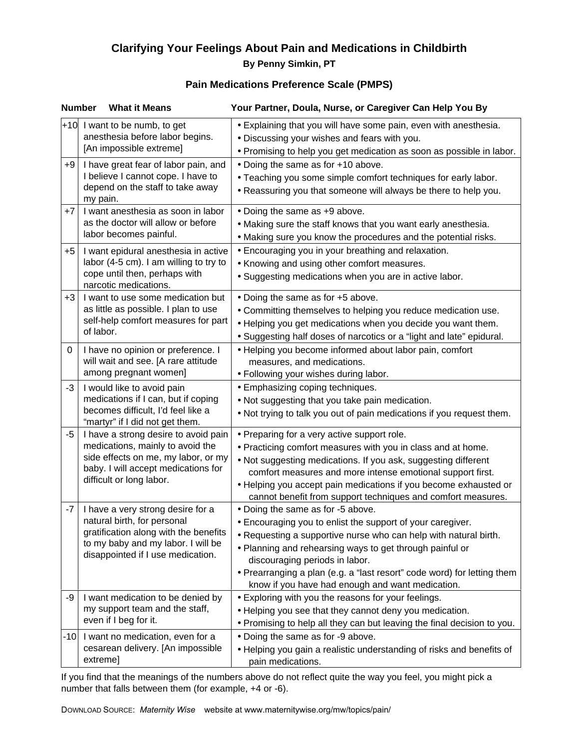# Clarifying Your Feelings About Pain and Medications in Childbirth

**By Penny Simkin, PT**

## Pain Medications Preference Scale (PMPS)

| Number | What it Means | Your Partner, Doula, Nurse, or Caregiver Can Help You By |
|---|---|---|
| +10 | I want to be numb, to get anesthesia before labor begins. [An impossible extreme] | • Explaining that you will have some pain, even with anesthesia.<br>• Discussing your wishes and fears with you.<br>• Promising to help you get medication as soon as possible in labor. |
| +9 | I have great fear of labor pain, and I believe I cannot cope. I have to depend on the staff to take away my pain. | • Doing the same as for +10 above.<br>• Teaching you some simple comfort techniques for early labor.<br>• Reassuring you that someone will always be there to help you. |
| +7 | I want anesthesia as soon in labor as the doctor will allow or before labor becomes painful. | • Doing the same as +9 above.<br>• Making sure the staff knows that you want early anesthesia.<br>• Making sure you know the procedures and the potential risks. |
| +5 | I want epidural anesthesia in active labor (4-5 cm). I am willing to try to cope until then, perhaps with narcotic medications. | • Encouraging you in your breathing and relaxation.<br>• Knowing and using other comfort measures.<br>• Suggesting medications when you are in active labor. |
| +3 | I want to use some medication but as little as possible. I plan to use self-help comfort measures for part of labor. | • Doing the same as for +5 above.<br>• Committing themselves to helping you reduce medication use.<br>• Helping you get medications when you decide you want them.<br>• Suggesting half doses of narcotics or a "light and late" epidural. |
| 0 | I have no opinion or preference. I will wait and see. [A rare attitude among pregnant women] | • Helping you become informed about labor pain, comfort measures, and medications.<br>• Following your wishes during labor. |
| -3 | I would like to avoid pain medications if I can, but if coping becomes difficult, I'd feel like a "martyr" if I did not get them. | • Emphasizing coping techniques.<br>• Not suggesting that you take pain medication.<br>• Not trying to talk you out of pain medications if you request them. |
| -5 | I have a strong desire to avoid pain medications, mainly to avoid the side effects on me, my labor, or my baby. I will accept medications for difficult or long labor. | • Preparing for a very active support role.<br>• Practicing comfort measures with you in class and at home.<br>• Not suggesting medications. If you ask, suggesting different comfort measures and more intense emotional support first.<br>• Helping you accept pain medications if you become exhausted or cannot benefit from support techniques and comfort measures. |
| -7 | I have a very strong desire for a natural birth, for personal gratification along with the benefits to my baby and my labor. I will be disappointed if I use medication. | • Doing the same as for -5 above.<br>• Encouraging you to enlist the support of your caregiver.<br>• Requesting a supportive nurse who can help with natural birth.<br>• Planning and rehearsing ways to get through painful or discouraging periods in labor.<br>• Prearranging a plan (e.g. a "last resort" code word) for letting them know if you have had enough and want medication. |
| -9 | I want medication to be denied by my support team and the staff, even if I beg for it. | • Exploring with you the reasons for your feelings.<br>• Helping you see that they cannot deny you medication.<br>• Promising to help all they can but leaving the final decision to you. |
| -10 | I want no medication, even for a cesarean delivery. [An impossible extreme] | • Doing the same as for -9 above.<br>• Helping you gain a realistic understanding of risks and benefits of pain medications. |

If you find that the meanings of the numbers above do not reflect quite the way you feel, you might pick a number that falls between them (for example, +4 or -6).

DOWNLOAD SOURCE: *Maternity Wise* website at www.maternitywise.org/mw/topics/pain/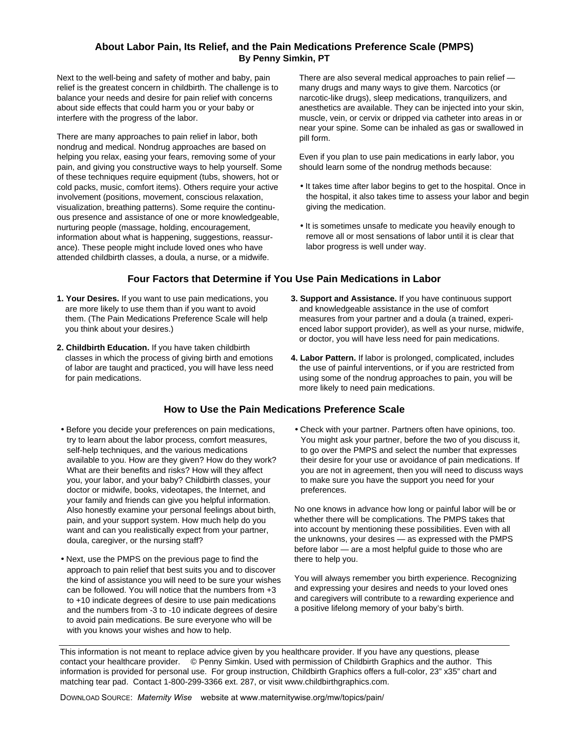# About Labor Pain, Its Relief, and the Pain Medications Preference Scale (PMPS)

**By Penny Simkin, PT**

Next to the well-being and safety of mother and baby, pain relief is the greatest concern in childbirth. The challenge is to balance your needs and desire for pain relief with concerns about side effects that could harm you or your baby or interfere with the progress of the labor.

There are many approaches to pain relief in labor, both nondrug and medical. Nondrug approaches are based on helping you relax, easing your fears, removing some of your pain, and giving you constructive ways to help yourself. Some of these techniques require equipment (tubs, showers, hot or cold packs, music, comfort items). Others require your active involvement (positions, movement, conscious relaxation, visualization, breathing patterns). Some require the continuous presence and assistance of one or more knowledgeable, nurturing people (massage, holding, encouragement, information about what is happening, suggestions, reassurance). These people might include loved ones who have attended childbirth classes, a doula, a nurse, or a midwife.

There are also several medical approaches to pain relief — many drugs and many ways to give them. Narcotics (or narcotic-like drugs), sleep medications, tranquilizers, and anesthetics are available. They can be injected into your skin, muscle, vein, or cervix or dripped via catheter into areas in or near your spine. Some can be inhaled as gas or swallowed in pill form.

Even if you plan to use pain medications in early labor, you should learn some of the nondrug methods because:

- It takes time after labor begins to get to the hospital. Once in the hospital, it also takes time to assess your labor and begin giving the medication.
- It is sometimes unsafe to medicate you heavily enough to remove all or most sensations of labor until it is clear that labor progress is well under way.

## Four Factors that Determine if You Use Pain Medications in Labor

1. **Your Desires.** If you want to use pain medications, you are more likely to use them than if you want to avoid them. (The Pain Medications Preference Scale will help you think about your desires.)
2. **Childbirth Education.** If you have taken childbirth classes in which the process of giving birth and emotions of labor are taught and practiced, you will have less need for pain medications.
3. **Support and Assistance.** If you have continuous support and knowledgeable assistance in the use of comfort measures from your partner and a doula (a trained, experienced labor support provider), as well as your nurse, midwife, or doctor, you will have less need for pain medications.
4. **Labor Pattern.** If labor is prolonged, complicated, includes the use of painful interventions, or if you are restricted from using some of the nondrug approaches to pain, you will be more likely to need pain medications.

## How to Use the Pain Medications Preference Scale

- Before you decide your preferences on pain medications, try to learn about the labor process, comfort measures, self-help techniques, and the various medications available to you. How are they given? How do they work? What are their benefits and risks? How will they affect you, your labor, and your baby? Childbirth classes, your doctor or midwife, books, videotapes, the Internet, and your family and friends can give you helpful information. Also honestly examine your personal feelings about birth, pain, and your support system. How much help do you want and can you realistically expect from your partner, doula, caregiver, or the nursing staff?
- Next, use the PMPS on the previous page to find the approach to pain relief that best suits you and to discover the kind of assistance you will need to be sure your wishes can be followed. You will notice that the numbers from +3 to +10 indicate degrees of desire to use pain medications and the numbers from -3 to -10 indicate degrees of desire to avoid pain medications. Be sure everyone who will be with you knows your wishes and how to help.
- Check with your partner. Partners often have opinions, too. You might ask your partner, before the two of you discuss it, to go over the PMPS and select the number that expresses their desire for your use or avoidance of pain medications. If you are not in agreement, then you will need to discuss ways to make sure you have the support you need for your preferences.

No one knows in advance how long or painful labor will be or whether there will be complications. The PMPS takes that into account by mentioning these possibilities. Even with all the unknowns, your desires — as expressed with the PMPS before labor — are a most helpful guide to those who are there to help you.

You will always remember you birth experience. Recognizing and expressing your desires and needs to your loved ones and caregivers will contribute to a rewarding experience and a positive lifelong memory of your baby's birth.

---

This information is not meant to replace advice given by you healthcare provider. If you have any questions, please contact your healthcare provider. © Penny Simkin. Used with permission of Childbirth Graphics and the author. This information is provided for personal use. For group instruction, Childbirth Graphics offers a full-color, 23" x35" chart and matching tear pad. Contact 1-800-299-3366 ext. 287, or visit www.childbirthgraphics.com.

DOWNLOAD SOURCE: *Maternity Wise* website at www.maternitywise.org/mw/topics/pain/